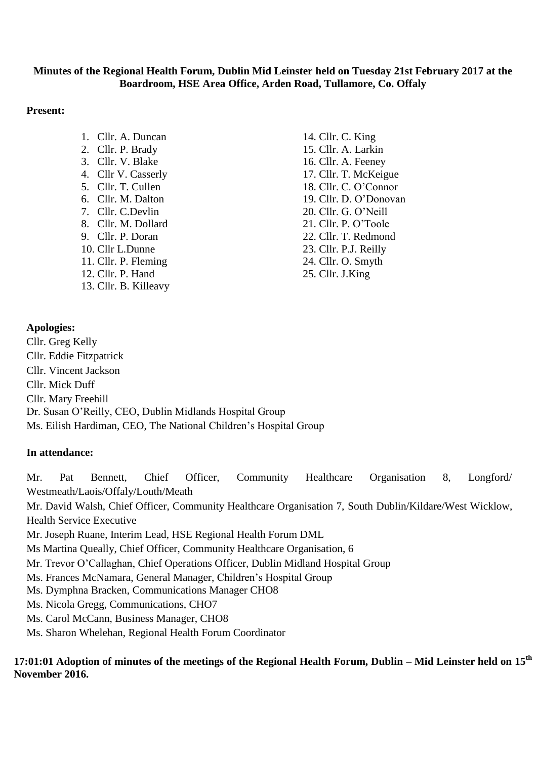**Minutes of the Regional Health Forum, Dublin Mid Leinster held on Tuesday 21st February 2017 at the Boardroom, HSE Area Office, Arden Road, Tullamore, Co. Offaly**

**Present:**

1. Cllr. A. Duncan
2. Cllr. P. Brady
3. Cllr. V. Blake
4. Cllr V. Casserly
5. Cllr. T. Cullen
6. Cllr. M. Dalton
7. Cllr. C.Devlin
8. Cllr. M. Dollard
9. Cllr. P. Doran
10. Cllr L.Dunne
11. Cllr. P. Fleming
12. Cllr. P. Hand
13. Cllr. B. Killeavy
14. Cllr. C. King
15. Cllr. A. Larkin
16. Cllr. A. Feeney
17. Cllr. T. McKeigue
18. Cllr. C. O'Connor
19. Cllr. D. O'Donovan
20. Cllr. G. O'Neill
21. Cllr. P. O'Toole
22. Cllr. T. Redmond
23. Cllr. P.J. Reilly
24. Cllr. O. Smyth
25. Cllr. J.King

**Apologies:**

Cllr. Greg Kelly
Cllr. Eddie Fitzpatrick
Cllr. Vincent Jackson
Cllr. Mick Duff
Cllr. Mary Freehill
Dr. Susan O'Reilly, CEO, Dublin Midlands Hospital Group
Ms. Eilish Hardiman, CEO, The National Children's Hospital Group

**In attendance:**

Mr. Pat Bennett, Chief Officer, Community Healthcare Organisation 8, Longford/ Westmeath/Laois/Offaly/Louth/Meath
Mr. David Walsh, Chief Officer, Community Healthcare Organisation 7, South Dublin/Kildare/West Wicklow, Health Service Executive
Mr. Joseph Ruane, Interim Lead, HSE Regional Health Forum DML
Ms Martina Queally, Chief Officer, Community Healthcare Organisation, 6
Mr. Trevor O'Callaghan, Chief Operations Officer, Dublin Midland Hospital Group
Ms. Frances McNamara, General Manager, Children's Hospital Group
Ms. Dymphna Bracken, Communications Manager CHO8
Ms. Nicola Gregg, Communications, CHO7
Ms. Carol McCann, Business Manager, CHO8
Ms. Sharon Whelehan, Regional Health Forum Coordinator

**17:01:01 Adoption of minutes of the meetings of the Regional Health Forum, Dublin – Mid Leinster held on 15th November 2016.**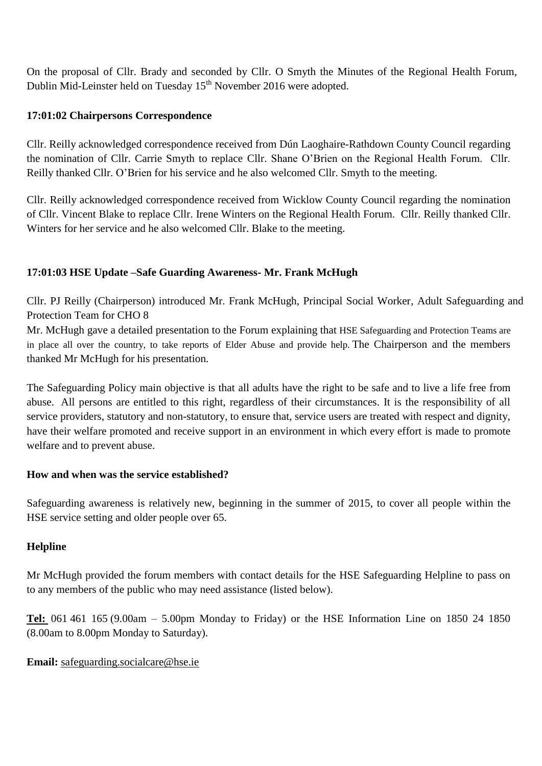On the proposal of Cllr. Brady and seconded by Cllr. O Smyth the Minutes of the Regional Health Forum, Dublin Mid-Leinster held on Tuesday 15th November 2016 were adopted.

**17:01:02 Chairpersons Correspondence**

Cllr. Reilly acknowledged correspondence received from Dún Laoghaire-Rathdown County Council regarding the nomination of Cllr. Carrie Smyth to replace Cllr. Shane O'Brien on the Regional Health Forum. Cllr. Reilly thanked Cllr. O'Brien for his service and he also welcomed Cllr. Smyth to the meeting.

Cllr. Reilly acknowledged correspondence received from Wicklow County Council regarding the nomination of Cllr. Vincent Blake to replace Cllr. Irene Winters on the Regional Health Forum. Cllr. Reilly thanked Cllr. Winters for her service and he also welcomed Cllr. Blake to the meeting.

**17:01:03 HSE Update –Safe Guarding Awareness- Mr. Frank McHugh**

Cllr. PJ Reilly (Chairperson) introduced Mr. Frank McHugh, Principal Social Worker, Adult Safeguarding and Protection Team for CHO 8
Mr. McHugh gave a detailed presentation to the Forum explaining that HSE Safeguarding and Protection Teams are in place all over the country, to take reports of Elder Abuse and provide help. The Chairperson and the members thanked Mr McHugh for his presentation.

The Safeguarding Policy main objective is that all adults have the right to be safe and to live a life free from abuse. All persons are entitled to this right, regardless of their circumstances. It is the responsibility of all service providers, statutory and non-statutory, to ensure that, service users are treated with respect and dignity, have their welfare promoted and receive support in an environment in which every effort is made to promote welfare and to prevent abuse.

**How and when was the service established?**

Safeguarding awareness is relatively new, beginning in the summer of 2015, to cover all people within the HSE service setting and older people over 65.

**Helpline**

Mr McHugh provided the forum members with contact details for the HSE Safeguarding Helpline to pass on to any members of the public who may need assistance (listed below).

**Tel:** 061 461 165 (9.00am – 5.00pm Monday to Friday) or the HSE Information Line on 1850 24 1850 (8.00am to 8.00pm Monday to Saturday).

**Email:** safeguarding.socialcare@hse.ie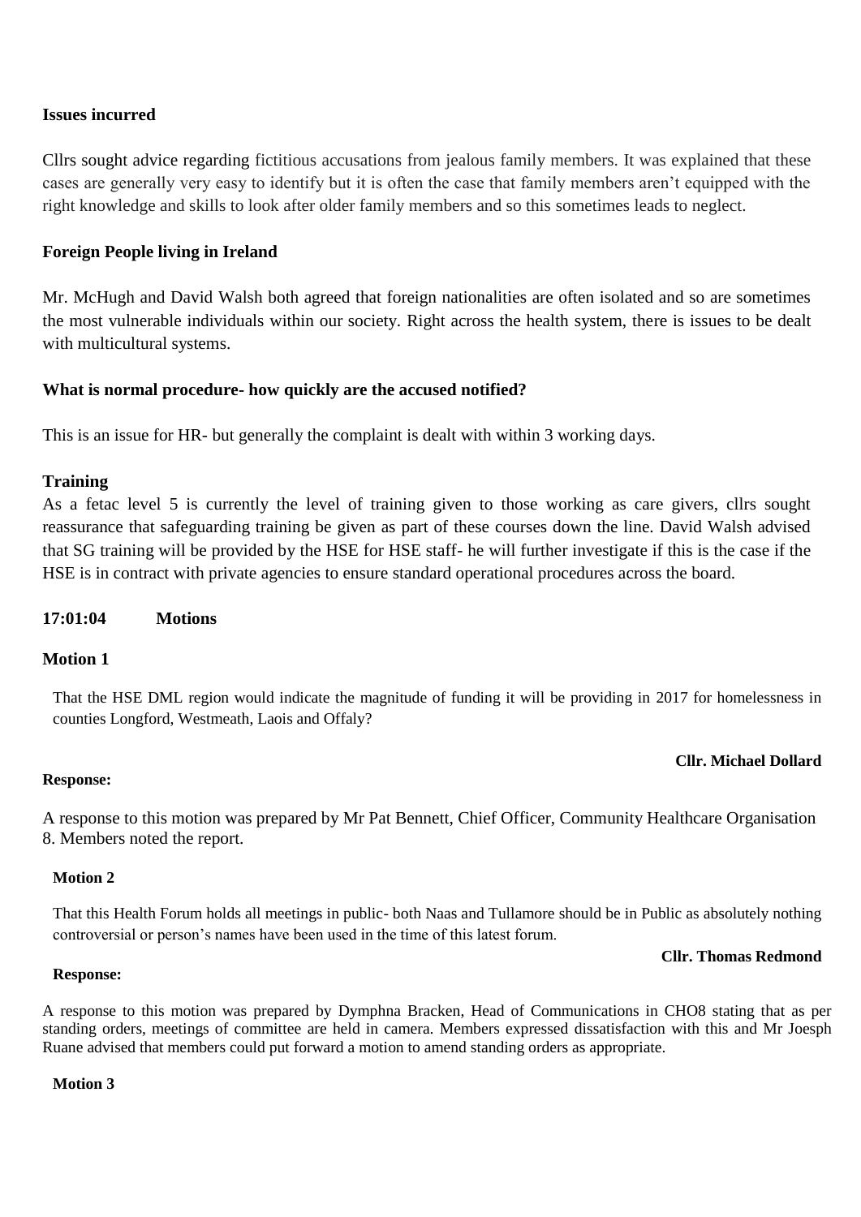**Issues incurred**

Cllrs sought advice regarding fictitious accusations from jealous family members. It was explained that these cases are generally very easy to identify but it is often the case that family members aren't equipped with the right knowledge and skills to look after older family members and so this sometimes leads to neglect.

**Foreign People living in Ireland**

Mr. McHugh and David Walsh both agreed that foreign nationalities are often isolated and so are sometimes the most vulnerable individuals within our society. Right across the health system, there is issues to be dealt with multicultural systems.

**What is normal procedure- how quickly are the accused notified?**

This is an issue for HR- but generally the complaint is dealt with within 3 working days.

**Training**

As a fetac level 5 is currently the level of training given to those working as care givers, cllrs sought reassurance that safeguarding training be given as part of these courses down the line. David Walsh advised that SG training will be provided by the HSE for HSE staff- he will further investigate if this is the case if the HSE is in contract with private agencies to ensure standard operational procedures across the board.

**17:01:04 Motions**

**Motion 1**

That the HSE DML region would indicate the magnitude of funding it will be providing in 2017 for homelessness in counties Longford, Westmeath, Laois and Offaly?

**Cllr. Michael Dollard**

**Response:**

A response to this motion was prepared by Mr Pat Bennett, Chief Officer, Community Healthcare Organisation 8. Members noted the report.

**Motion 2**

That this Health Forum holds all meetings in public- both Naas and Tullamore should be in Public as absolutely nothing controversial or person's names have been used in the time of this latest forum.

**Cllr. Thomas Redmond**

**Response:**

A response to this motion was prepared by Dymphna Bracken, Head of Communications in CHO8 stating that as per standing orders, meetings of committee are held in camera. Members expressed dissatisfaction with this and Mr Joesph Ruane advised that members could put forward a motion to amend standing orders as appropriate.

**Motion 3**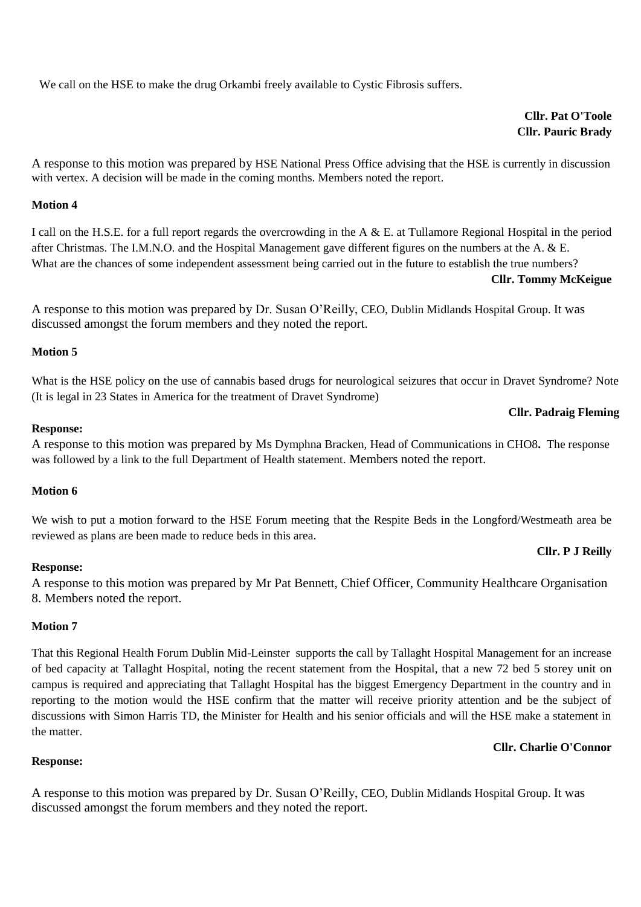We call on the HSE to make the drug Orkambi freely available to Cystic Fibrosis suffers.

**Cllr. Pat O'Toole**
**Cllr. Pauric Brady**

A response to this motion was prepared by HSE National Press Office advising that the HSE is currently in discussion with vertex. A decision will be made in the coming months. Members noted the report.

**Motion 4**

I call on the H.S.E. for a full report regards the overcrowding in the A & E. at Tullamore Regional Hospital in the period after Christmas. The I.M.N.O. and the Hospital Management gave different figures on the numbers at the A. & E. What are the chances of some independent assessment being carried out in the future to establish the true numbers?

**Cllr. Tommy McKeigue**

A response to this motion was prepared by Dr. Susan O'Reilly, CEO, Dublin Midlands Hospital Group. It was discussed amongst the forum members and they noted the report.

**Motion 5**

What is the HSE policy on the use of cannabis based drugs for neurological seizures that occur in Dravet Syndrome? Note (It is legal in 23 States in America for the treatment of Dravet Syndrome)

**Cllr. Padraig Fleming**

**Response:**

A response to this motion was prepared by Ms Dymphna Bracken, Head of Communications in CHO8**.** The response was followed by a link to the full Department of Health statement. Members noted the report.

**Motion 6**

We wish to put a motion forward to the HSE Forum meeting that the Respite Beds in the Longford/Westmeath area be reviewed as plans are been made to reduce beds in this area.

**Cllr. P J Reilly**

**Response:**

A response to this motion was prepared by Mr Pat Bennett, Chief Officer, Community Healthcare Organisation 8. Members noted the report.

**Motion 7**

That this Regional Health Forum Dublin Mid-Leinster supports the call by Tallaght Hospital Management for an increase of bed capacity at Tallaght Hospital, noting the recent statement from the Hospital, that a new 72 bed 5 storey unit on campus is required and appreciating that Tallaght Hospital has the biggest Emergency Department in the country and in reporting to the motion would the HSE confirm that the matter will receive priority attention and be the subject of discussions with Simon Harris TD, the Minister for Health and his senior officials and will the HSE make a statement in the matter.

**Cllr. Charlie O'Connor**

**Response:**

A response to this motion was prepared by Dr. Susan O'Reilly, CEO, Dublin Midlands Hospital Group. It was discussed amongst the forum members and they noted the report.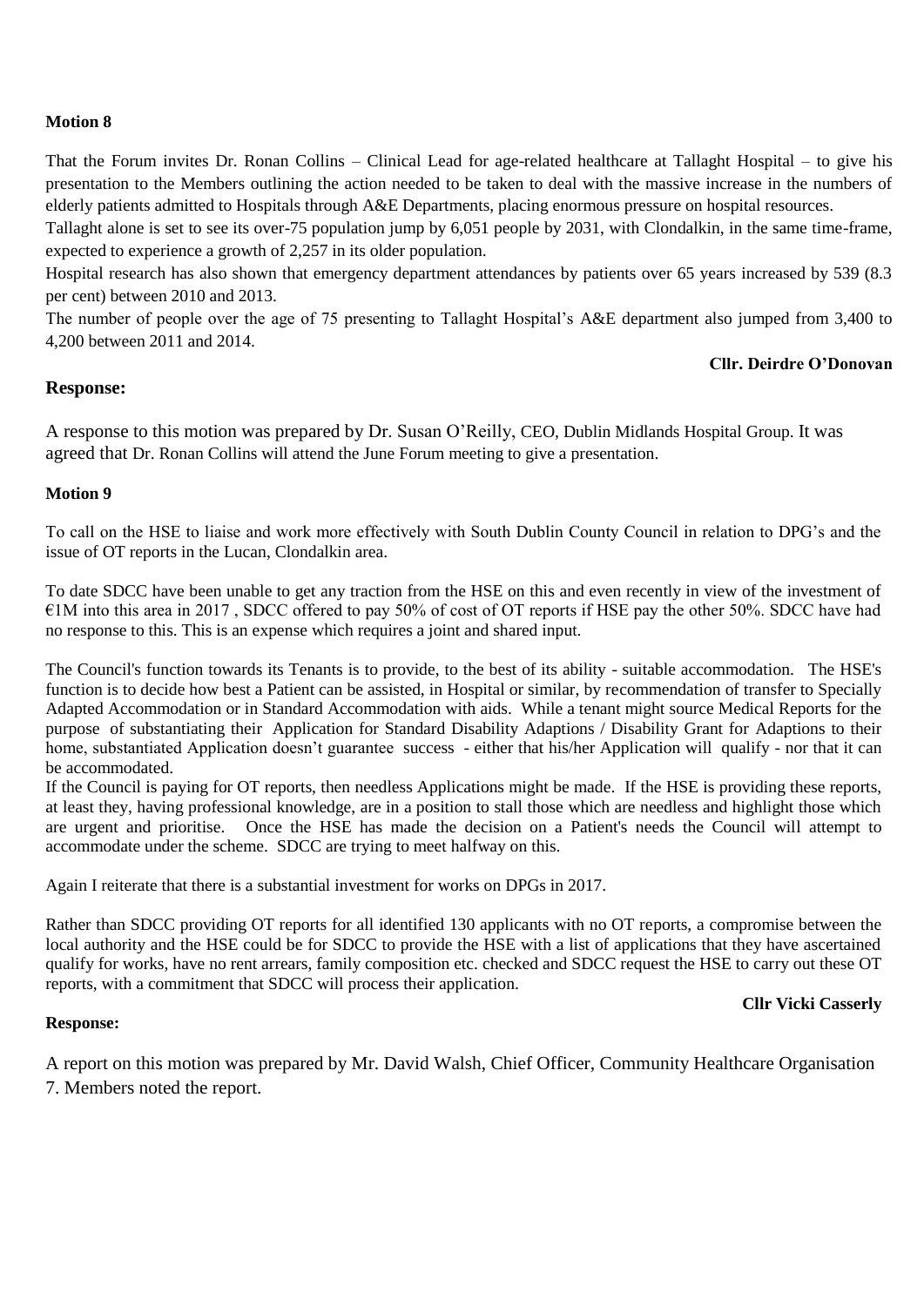**Motion 8**

That the Forum invites Dr. Ronan Collins – Clinical Lead for age-related healthcare at Tallaght Hospital – to give his presentation to the Members outlining the action needed to be taken to deal with the massive increase in the numbers of elderly patients admitted to Hospitals through A&E Departments, placing enormous pressure on hospital resources.

Tallaght alone is set to see its over-75 population jump by 6,051 people by 2031, with Clondalkin, in the same time-frame, expected to experience a growth of 2,257 in its older population.

Hospital research has also shown that emergency department attendances by patients over 65 years increased by 539 (8.3 per cent) between 2010 and 2013.

The number of people over the age of 75 presenting to Tallaght Hospital's A&E department also jumped from 3,400 to 4,200 between 2011 and 2014.

**Cllr. Deirdre O'Donovan**

**Response:**

A response to this motion was prepared by Dr. Susan O'Reilly, CEO, Dublin Midlands Hospital Group. It was agreed that Dr. Ronan Collins will attend the June Forum meeting to give a presentation.

**Motion 9**

To call on the HSE to liaise and work more effectively with South Dublin County Council in relation to DPG's and the issue of OT reports in the Lucan, Clondalkin area.

To date SDCC have been unable to get any traction from the HSE on this and even recently in view of the investment of €1M into this area in 2017 , SDCC offered to pay 50% of cost of OT reports if HSE pay the other 50%. SDCC have had no response to this. This is an expense which requires a joint and shared input.

The Council's function towards its Tenants is to provide, to the best of its ability - suitable accommodation. The HSE's function is to decide how best a Patient can be assisted, in Hospital or similar, by recommendation of transfer to Specially Adapted Accommodation or in Standard Accommodation with aids. While a tenant might source Medical Reports for the purpose of substantiating their Application for Standard Disability Adaptions / Disability Grant for Adaptions to their home, substantiated Application doesn't guarantee success - either that his/her Application will qualify - nor that it can be accommodated.

If the Council is paying for OT reports, then needless Applications might be made. If the HSE is providing these reports, at least they, having professional knowledge, are in a position to stall those which are needless and highlight those which are urgent and prioritise. Once the HSE has made the decision on a Patient's needs the Council will attempt to accommodate under the scheme. SDCC are trying to meet halfway on this.

Again I reiterate that there is a substantial investment for works on DPGs in 2017.

Rather than SDCC providing OT reports for all identified 130 applicants with no OT reports, a compromise between the local authority and the HSE could be for SDCC to provide the HSE with a list of applications that they have ascertained qualify for works, have no rent arrears, family composition etc. checked and SDCC request the HSE to carry out these OT reports, with a commitment that SDCC will process their application.

**Cllr Vicki Casserly**

**Response:**

A report on this motion was prepared by Mr. David Walsh, Chief Officer, Community Healthcare Organisation 7. Members noted the report.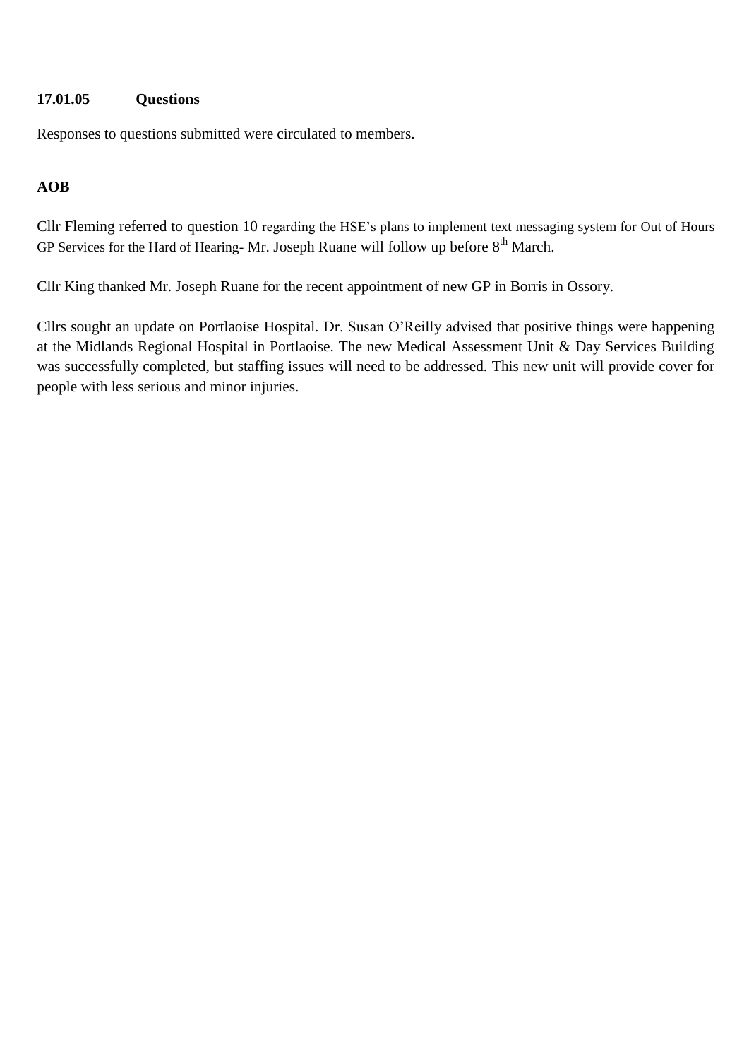**17.01.05 Questions**

Responses to questions submitted were circulated to members.

**AOB**

Cllr Fleming referred to question 10 regarding the HSE's plans to implement text messaging system for Out of Hours GP Services for the Hard of Hearing- Mr. Joseph Ruane will follow up before 8th March.

Cllr King thanked Mr. Joseph Ruane for the recent appointment of new GP in Borris in Ossory.

Cllrs sought an update on Portlaoise Hospital. Dr. Susan O'Reilly advised that positive things were happening at the Midlands Regional Hospital in Portlaoise. The new Medical Assessment Unit & Day Services Building was successfully completed, but staffing issues will need to be addressed. This new unit will provide cover for people with less serious and minor injuries.